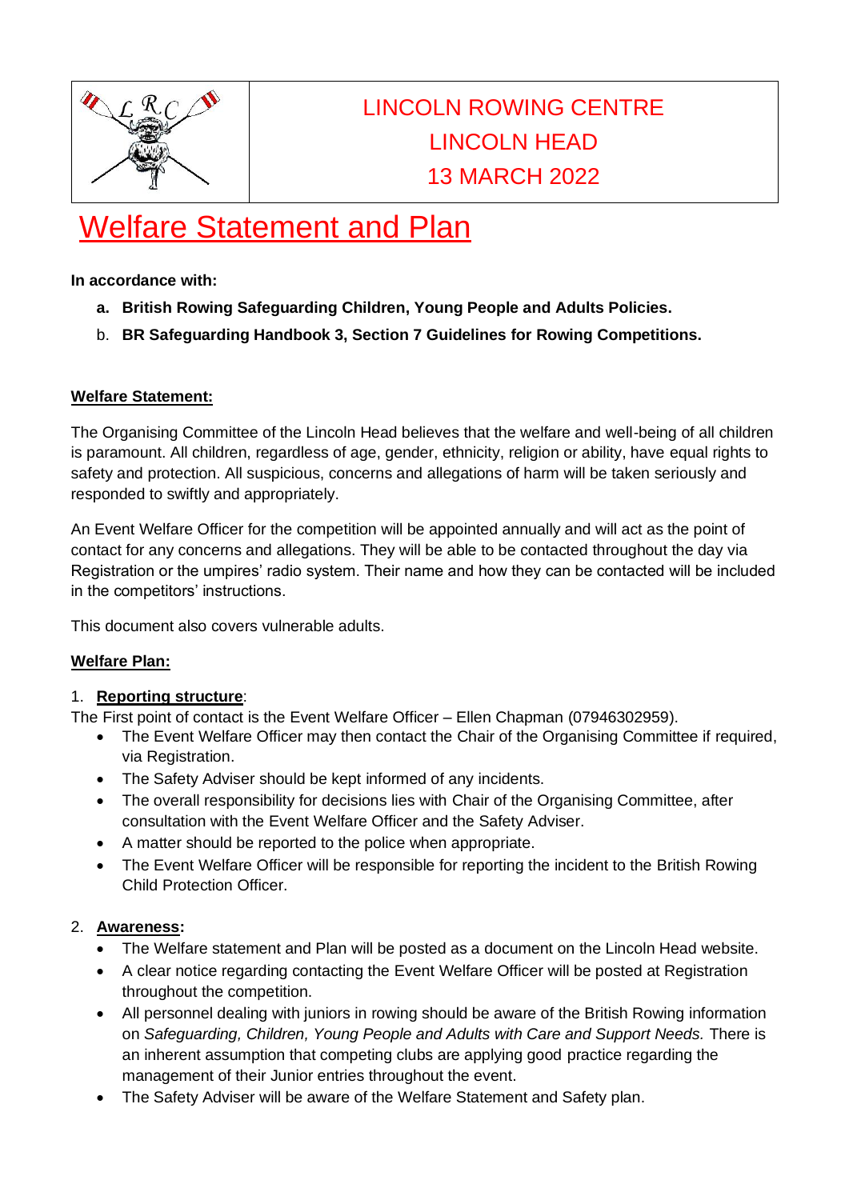| | LINCOLN ROWING CENTRE<br>LINCOLN HEAD<br>13 MARCH 2022 |
|---|---|

# Welfare Statement and Plan

**In accordance with:**

a. **British Rowing Safeguarding Children, Young People and Adults Policies.**
b. **BR Safeguarding Handbook 3, Section 7 Guidelines for Rowing Competitions.**

**Welfare Statement:**

The Organising Committee of the Lincoln Head believes that the welfare and well-being of all children is paramount. All children, regardless of age, gender, ethnicity, religion or ability, have equal rights to safety and protection. All suspicious, concerns and allegations of harm will be taken seriously and responded to swiftly and appropriately.

An Event Welfare Officer for the competition will be appointed annually and will act as the point of contact for any concerns and allegations. They will be able to be contacted throughout the day via Registration or the umpires' radio system. Their name and how they can be contacted will be included in the competitors' instructions.

This document also covers vulnerable adults.

**Welfare Plan:**

1. **Reporting structure**:

The First point of contact is the Event Welfare Officer – Ellen Chapman (07946302959).

- The Event Welfare Officer may then contact the Chair of the Organising Committee if required, via Registration.
- The Safety Adviser should be kept informed of any incidents.
- The overall responsibility for decisions lies with Chair of the Organising Committee, after consultation with the Event Welfare Officer and the Safety Adviser.
- A matter should be reported to the police when appropriate.
- The Event Welfare Officer will be responsible for reporting the incident to the British Rowing Child Protection Officer.

2. **Awareness:**

- The Welfare statement and Plan will be posted as a document on the Lincoln Head website.
- A clear notice regarding contacting the Event Welfare Officer will be posted at Registration throughout the competition.
- All personnel dealing with juniors in rowing should be aware of the British Rowing information on *Safeguarding, Children, Young People and Adults with Care and Support Needs.* There is an inherent assumption that competing clubs are applying good practice regarding the management of their Junior entries throughout the event.
- The Safety Adviser will be aware of the Welfare Statement and Safety plan.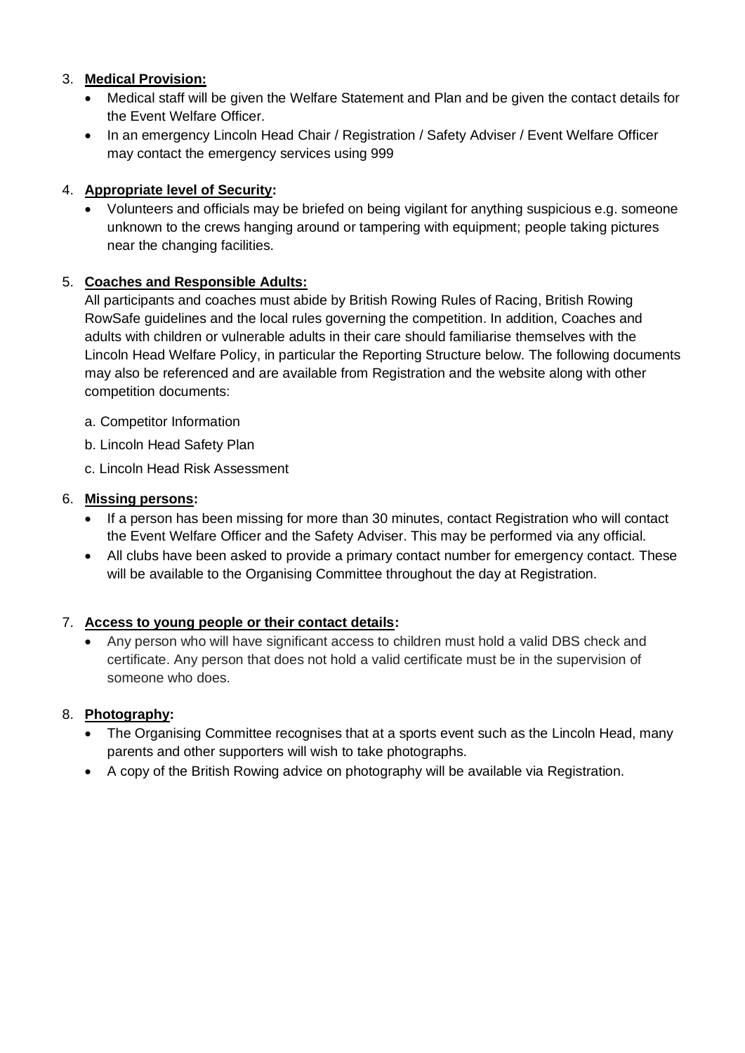3. **Medical Provision:**
    - Medical staff will be given the Welfare Statement and Plan and be given the contact details for the Event Welfare Officer.
    - In an emergency Lincoln Head Chair / Registration / Safety Adviser / Event Welfare Officer may contact the emergency services using 999

4. **Appropriate level of Security:**
    - Volunteers and officials may be briefed on being vigilant for anything suspicious e.g. someone unknown to the crews hanging around or tampering with equipment; people taking pictures near the changing facilities.

5. **Coaches and Responsible Adults:**

    All participants and coaches must abide by British Rowing Rules of Racing, British Rowing RowSafe guidelines and the local rules governing the competition. In addition, Coaches and adults with children or vulnerable adults in their care should familiarise themselves with the Lincoln Head Welfare Policy, in particular the Reporting Structure below. The following documents may also be referenced and are available from Registration and the website along with other competition documents:

    a. Competitor Information

    b. Lincoln Head Safety Plan

    c. Lincoln Head Risk Assessment

6. **Missing persons:**
    - If a person has been missing for more than 30 minutes, contact Registration who will contact the Event Welfare Officer and the Safety Adviser. This may be performed via any official.
    - All clubs have been asked to provide a primary contact number for emergency contact. These will be available to the Organising Committee throughout the day at Registration.

7. **Access to young people or their contact details:**
    - Any person who will have significant access to children must hold a valid DBS check and certificate. Any person that does not hold a valid certificate must be in the supervision of someone who does.

8. **Photography:**
    - The Organising Committee recognises that at a sports event such as the Lincoln Head, many parents and other supporters will wish to take photographs.
    - A copy of the British Rowing advice on photography will be available via Registration.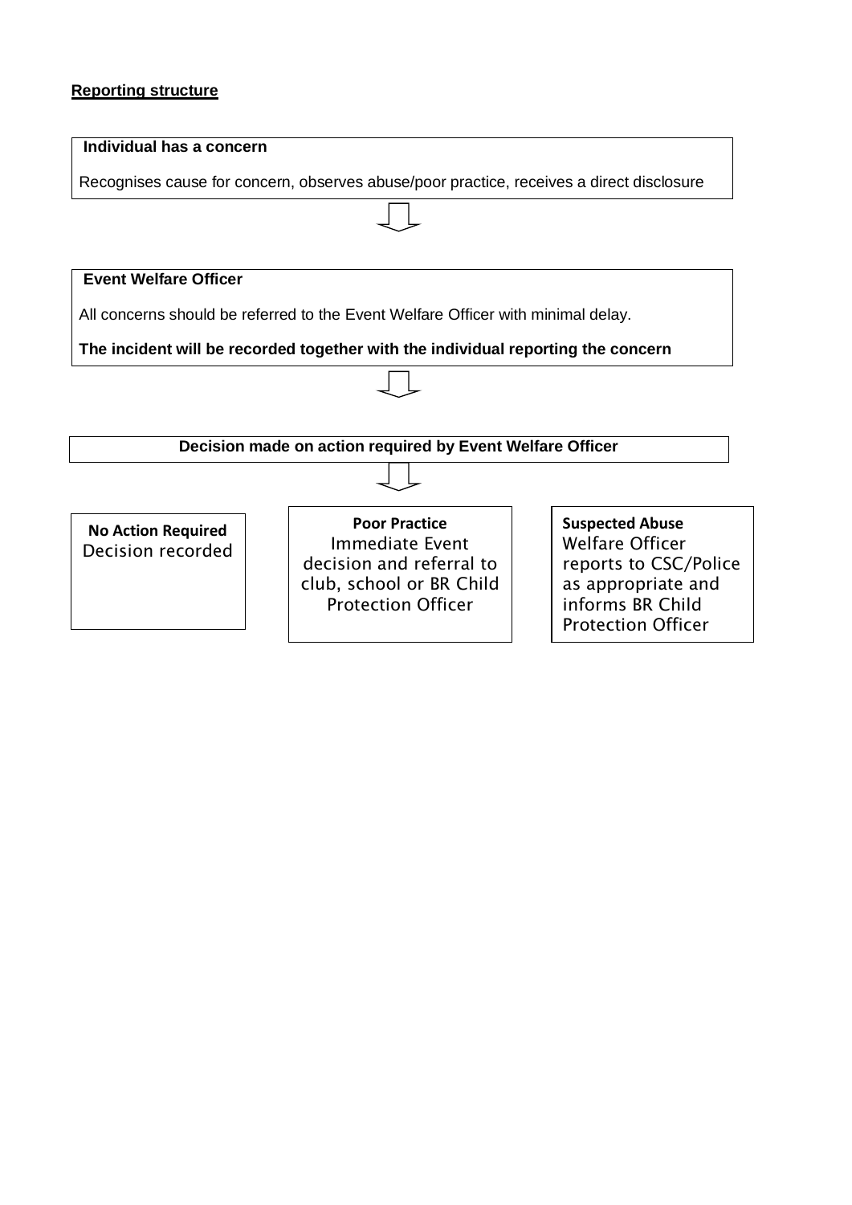**Reporting structure**

**Individual has a concern**

Recognises cause for concern, observes abuse/poor practice, receives a direct disclosure

**Event Welfare Officer**

All concerns should be referred to the Event Welfare Officer with minimal delay.

**The incident will be recorded together with the individual reporting the concern**

**Decision made on action required by Event Welfare Officer**

**No Action Required**
Decision recorded

**Poor Practice**
Immediate Event decision and referral to club, school or BR Child Protection Officer

**Suspected Abuse**
Welfare Officer reports to CSC/Police as appropriate and informs BR Child Protection Officer